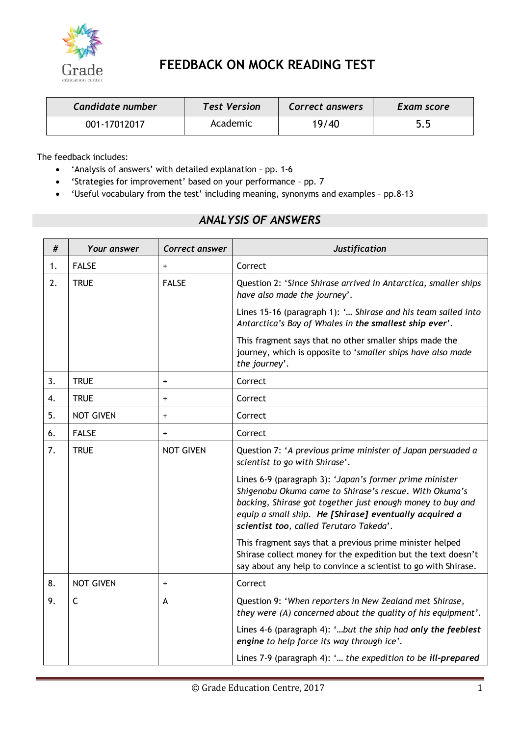# FEEDBACK ON MOCK READING TEST

| *Candidate number* | *Test Version* | *Correct answers* | *Exam score* |
|---|---|---|---|
| 001-17012017 | Academic | 19/40 | 5.5 |

The feedback includes:

- 'Analysis of answers' with detailed explanation – pp. 1-6
- 'Strategies for improvement' based on your performance – pp. 7
- 'Useful vocabulary from the test' including meaning, synonyms and examples – pp.8-13

## *ANALYSIS OF ANSWERS*

| # | *Your answer* | *Correct answer* | *Justification* |
|---|---|---|---|
| 1. | FALSE | + | Correct |
| 2. | TRUE | FALSE | Question 2: '*Since Shirase arrived in Antarctica, smaller ships have also made the journey*'.<br><br>Lines 15-16 (paragraph 1): '*… Shirase and his team sailed into Antarctica's Bay of Whales in **the smallest ship ever***'.<br><br>This fragment says that no other smaller ships made the journey, which is opposite to '*smaller ships have also made the journey*'. |
| 3. | TRUE | + | Correct |
| 4. | TRUE | + | Correct |
| 5. | NOT GIVEN | + | Correct |
| 6. | FALSE | + | Correct |
| 7. | TRUE | NOT GIVEN | Question 7: '*A previous prime minister of Japan persuaded a scientist to go with Shirase*'.<br><br>Lines 6-9 (paragraph 3): '*Japan's former prime minister Shigenobu Okuma came to Shirase's rescue. With Okuma's backing, Shirase got together just enough money to buy and equip a small ship. **He [Shirase] eventually acquired a scientist too**, called Terutaro Takeda*'.<br><br>This fragment says that a previous prime minister helped Shirase collect money for the expedition but the text doesn't say about any help to convince a scientist to go with Shirase. |
| 8. | NOT GIVEN | + | Correct |
| 9. | C | A | Question 9: '*When reporters in New Zealand met Shirase, they were (A) concerned about the quality of his equipment*'.<br><br>Lines 4-6 (paragraph 4): '*…but the ship had **only the feeblest engine** to help force its way through ice*'.<br><br>Lines 7-9 (paragraph 4): '*… the expedition to be **ill-prepared*** |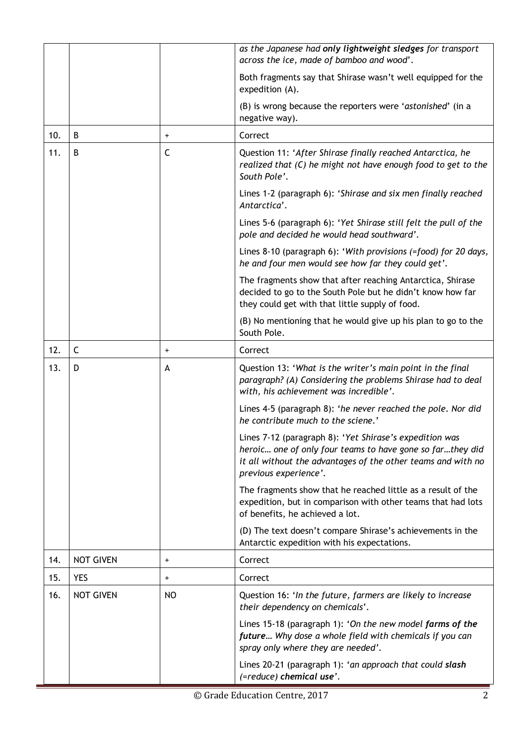| | | | |
|---|---|---|---|
| | | | as the Japanese had ***only lightweight sledges*** *for transport across the ice, made of bamboo and wood*'.<br><br>Both fragments say that Shirase wasn't well equipped for the expedition (A).<br><br>(B) is wrong because the reporters were '*astonished*' (in a negative way). |
| 10. | B | + | Correct |
| 11. | B | C | Question 11: '*After Shirase finally reached Antarctica, he realized that (C) he might not have enough food to get to the South Pole*'.<br><br>Lines 1-2 (paragraph 6): '*Shirase and six men finally reached Antarctica*'.<br><br>Lines 5-6 (paragraph 6): '*Yet Shirase still felt the pull of the pole and decided he would head southward*'.<br><br>Lines 8-10 (paragraph 6): '*With provisions (=food) for 20 days, he and four men would see how far they could get*'.<br><br>The fragments show that after reaching Antarctica, Shirase decided to go to the South Pole but he didn't know how far they could get with that little supply of food.<br><br>(B) No mentioning that he would give up his plan to go to the South Pole. |
| 12. | C | + | Correct |
| 13. | D | A | Question 13: '*What is the writer's main point in the final paragraph? (A) Considering the problems Shirase had to deal with, his achievement was incredible*'.<br><br>Lines 4-5 (paragraph 8): '*he never reached the pole. Nor did he contribute much to the sciene.*'<br><br>Lines 7-12 (paragraph 8): '*Yet Shirase's expedition was heroic… one of only four teams to have gone so far…they did it all without the advantages of the other teams and with no previous experience*'.<br><br>The fragments show that he reached little as a result of the expedition, but in comparison with other teams that had lots of benefits, he achieved a lot.<br><br>(D) The text doesn't compare Shirase's achievements in the Antarctic expedition with his expectations. |
| 14. | NOT GIVEN | + | Correct |
| 15. | YES | + | Correct |
| 16. | NOT GIVEN | NO | Question 16: '*In the future, farmers are likely to increase their dependency on chemicals*'.<br><br>Lines 15-18 (paragraph 1): '*On the new model* ***farms of the future****… Why dose a whole field with chemicals if you can spray only where they are needed*'.<br><br>Lines 20-21 (paragraph 1): '*an approach that could* ***slash*** *(=reduce)* ***chemical use***'. |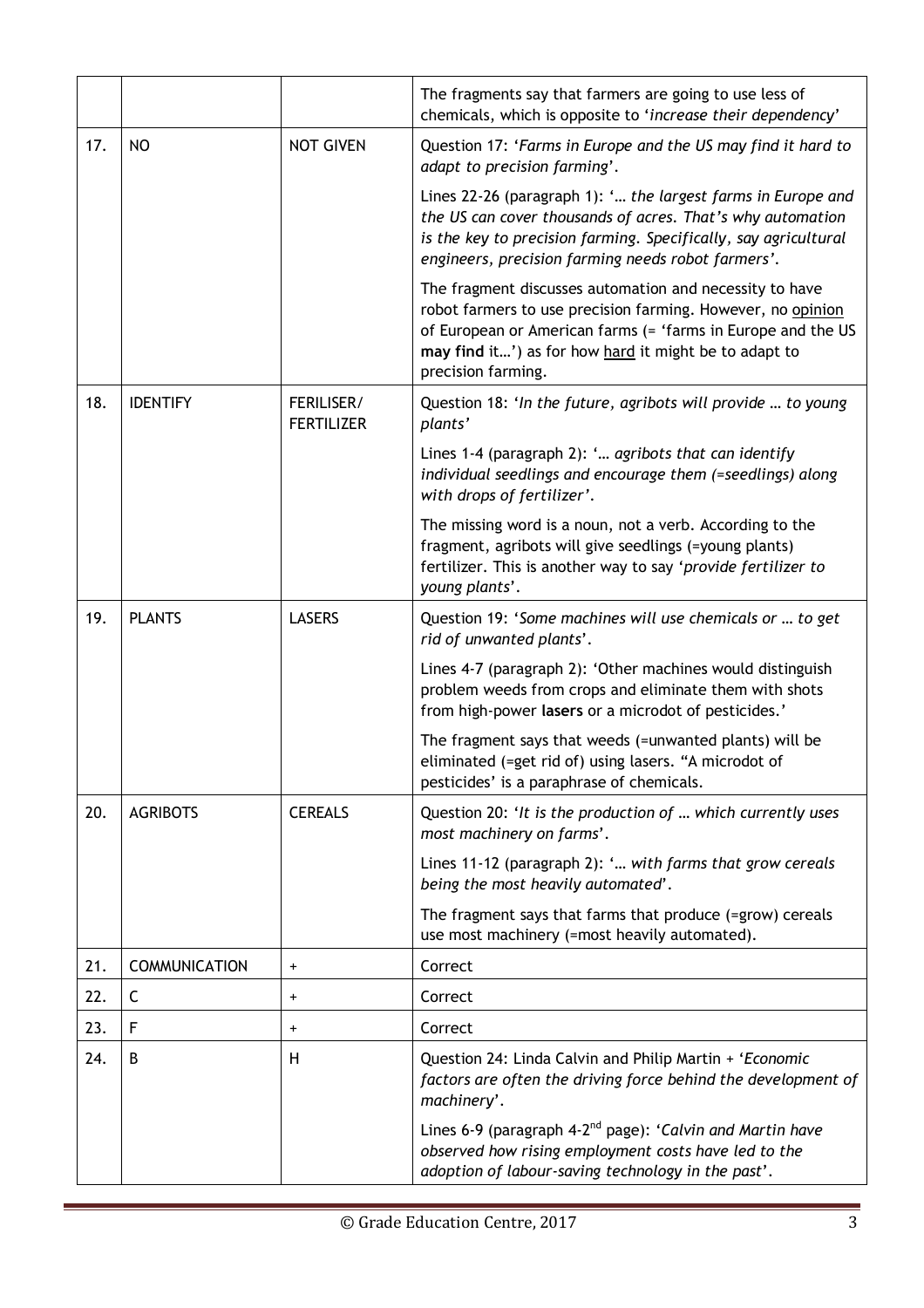|  |  |  |  |
|---|---|---|---|
|  |  |  | The fragments say that farmers are going to use less of chemicals, which is opposite to '*increase their dependency*' |
| 17. | NO | NOT GIVEN | Question 17: '*Farms in Europe and the US may find it hard to adapt to precision farming*'.<br><br>Lines 22-26 (paragraph 1): '*… the largest farms in Europe and the US can cover thousands of acres. That's why automation is the key to precision farming. Specifically, say agricultural engineers, precision farming needs robot farmers*'.<br><br>The fragment discusses automation and necessity to have robot farmers to use precision farming. However, no opinion of European or American farms (= 'farms in Europe and the US **may find** it…') as for how hard it might be to adapt to precision farming. |
| 18. | IDENTIFY | FERILISER/ FERTILIZER | Question 18: '*In the future, agribots will provide … to young plants*'<br><br>Lines 1-4 (paragraph 2): '*… agribots that can identify individual seedlings and encourage them (=seedlings) along with drops of fertilizer*'.<br><br>The missing word is a noun, not a verb. According to the fragment, agribots will give seedlings (=young plants) fertilizer. This is another way to say '*provide fertilizer to young plants*'. |
| 19. | PLANTS | LASERS | Question 19: '*Some machines will use chemicals or … to get rid of unwanted plants*'.<br><br>Lines 4-7 (paragraph 2): 'Other machines would distinguish problem weeds from crops and eliminate them with shots from high-power **lasers** or a microdot of pesticides.'<br><br>The fragment says that weeds (=unwanted plants) will be eliminated (=get rid of) using lasers. "A microdot of pesticides' is a paraphrase of chemicals. |
| 20. | AGRIBOTS | CEREALS | Question 20: '*It is the production of … which currently uses most machinery on farms*'.<br><br>Lines 11-12 (paragraph 2): '*… with farms that grow cereals being the most heavily automated*'.<br><br>The fragment says that farms that produce (=grow) cereals use most machinery (=most heavily automated). |
| 21. | COMMUNICATION | + | Correct |
| 22. | C | + | Correct |
| 23. | F | + | Correct |
| 24. | B | H | Question 24: Linda Calvin and Philip Martin + '*Economic factors are often the driving force behind the development of machinery*'.<br><br>Lines 6-9 (paragraph 4-2nd page): '*Calvin and Martin have observed how rising employment costs have led to the adoption of labour-saving technology in the past*'. |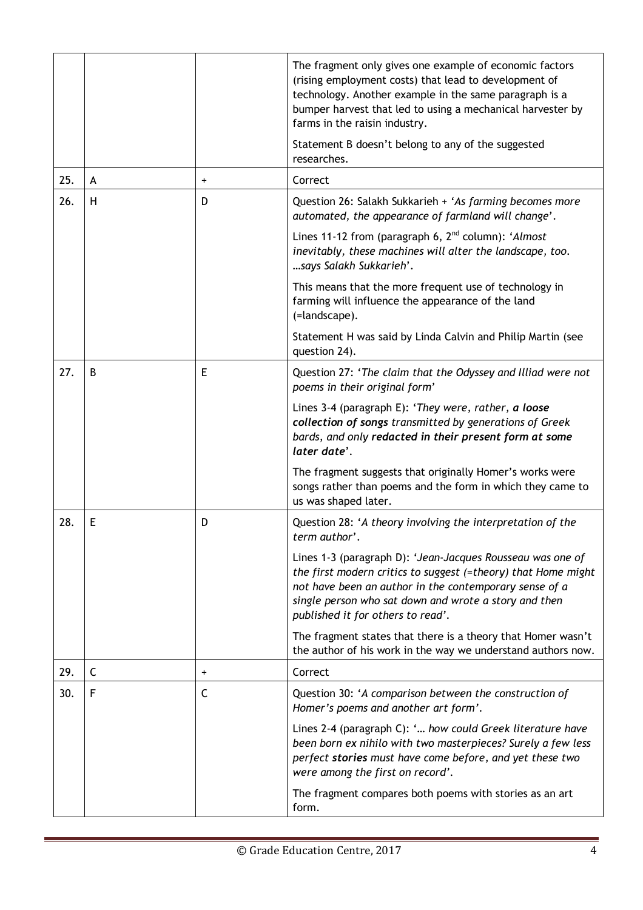|  |  |  |  |
|---|---|---|---|
|  |  |  | The fragment only gives one example of economic factors (rising employment costs) that lead to development of technology. Another example in the same paragraph is a bumper harvest that led to using a mechanical harvester by farms in the raisin industry.<br><br>Statement B doesn't belong to any of the suggested researches. |
| 25. | A | + | Correct |
| 26. | H | D | Question 26: Salakh Sukkarieh + '*As farming becomes more automated, the appearance of farmland will change*'.<br><br>Lines 11-12 from (paragraph 6, 2nd column): '*Almost inevitably, these machines will alter the landscape, too. …says Salakh Sukkarieh*'.<br><br>This means that the more frequent use of technology in farming will influence the appearance of the land (=landscape).<br><br>Statement H was said by Linda Calvin and Philip Martin (see question 24). |
| 27. | B | E | Question 27: '*The claim that the Odyssey and Illiad were not poems in their original form*'<br><br>Lines 3-4 (paragraph E): '*They were, rather, **a loose collection of songs** transmitted by generations of Greek bards, and only **redacted in their present form at some later date***'.<br><br>The fragment suggests that originally Homer's works were songs rather than poems and the form in which they came to us was shaped later. |
| 28. | E | D | Question 28: '*A theory involving the interpretation of the term author*'.<br><br>Lines 1-3 (paragraph D): '*Jean-Jacques Rousseau was one of the first modern critics to suggest (=theory) that Home might not have been an author in the contemporary sense of a single person who sat down and wrote a story and then published it for others to read*'.<br><br>The fragment states that there is a theory that Homer wasn't the author of his work in the way we understand authors now. |
| 29. | C | + | Correct |
| 30. | F | C | Question 30: '*A comparison between the construction of Homer's poems and another art form*'.<br><br>Lines 2-4 (paragraph C): '*… how could Greek literature have been born ex nihilo with two masterpieces? Surely a few less perfect **stories** must have come before, and yet these two were among the first on record*'.<br><br>The fragment compares both poems with stories as an art form. |

© Grade Education Centre, 2017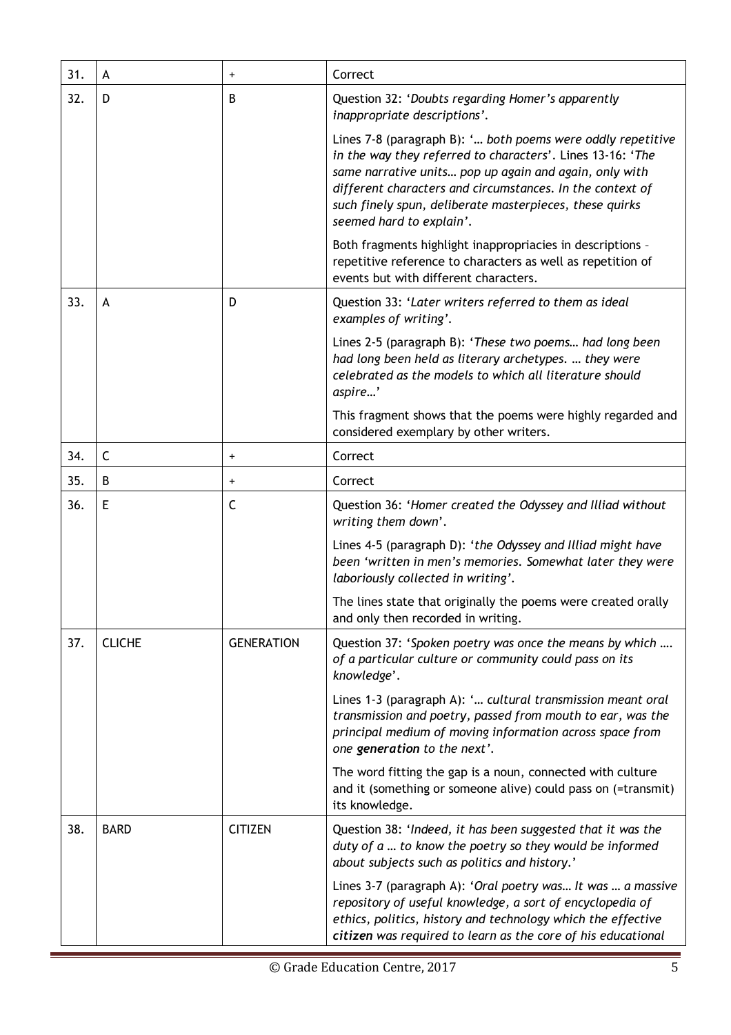| | | | |
|---|---|---|---|
| 31. | A | + | Correct |
| 32. | D | B | Question 32: '*Doubts regarding Homer's apparently inappropriate descriptions*'.<br><br>Lines 7-8 (paragraph B): '*… both poems were oddly repetitive in the way they referred to characters*'. Lines 13-16: '*The same narrative units… pop up again and again, only with different characters and circumstances. In the context of such finely spun, deliberate masterpieces, these quirks seemed hard to explain*'.<br><br>Both fragments highlight inappropriacies in descriptions – repetitive reference to characters as well as repetition of events but with different characters. |
| 33. | A | D | Question 33: '*Later writers referred to them as ideal examples of writing*'.<br><br>Lines 2-5 (paragraph B): '*These two poems… had long been had long been held as literary archetypes. … they were celebrated as the models to which all literature should aspire…*'<br><br>This fragment shows that the poems were highly regarded and considered exemplary by other writers. |
| 34. | C | + | Correct |
| 35. | B | + | Correct |
| 36. | E | C | Question 36: '*Homer created the Odyssey and Illiad without writing them down*'.<br><br>Lines 4-5 (paragraph D): '*the Odyssey and Illiad might have been 'written in men's memories. Somewhat later they were laboriously collected in writing*'.<br><br>The lines state that originally the poems were created orally and only then recorded in writing. |
| 37. | CLICHE | GENERATION | Question 37: '*Spoken poetry was once the means by which …. of a particular culture or community could pass on its knowledge*'.<br><br>Lines 1-3 (paragraph A): '*… cultural transmission meant oral transmission and poetry, passed from mouth to ear, was the principal medium of moving information across space from one* ***generation*** *to the next*'.<br><br>The word fitting the gap is a noun, connected with culture and it (something or someone alive) could pass on (=transmit) its knowledge. |
| 38. | BARD | CITIZEN | Question 38: '*Indeed, it has been suggested that it was the duty of a … to know the poetry so they would be informed about subjects such as politics and history.*'<br><br>Lines 3-7 (paragraph A): '*Oral poetry was… It was … a massive repository of useful knowledge, a sort of encyclopedia of ethics, politics, history and technology which the effective* ***citizen*** *was required to learn as the core of his educational* |

© Grade Education Centre, 2017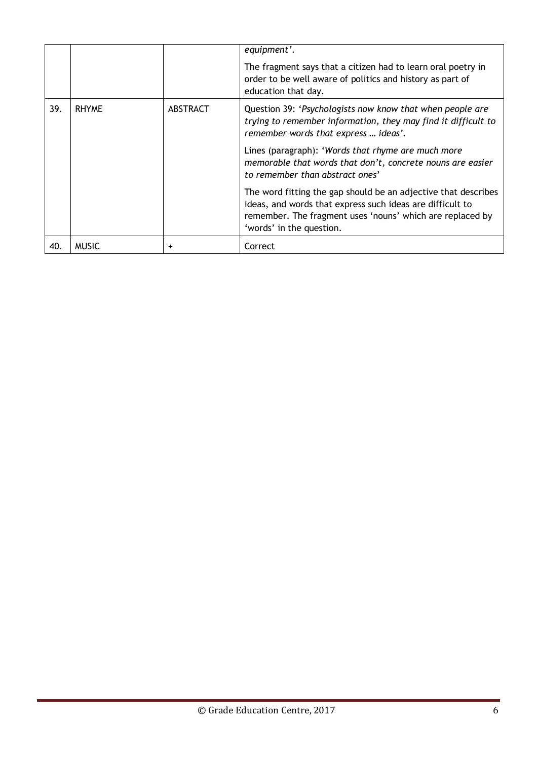| | | | |
|---|---|---|---|
| | | | *equipment'*.<br><br>The fragment says that a citizen had to learn oral poetry in order to be well aware of politics and history as part of education that day. |
| 39. | RHYME | ABSTRACT | Question 39: '*Psychologists now know that when people are trying to remember information, they may find it difficult to remember words that express … ideas*'.<br><br>Lines (paragraph): '*Words that rhyme are much more memorable that words that don't, concrete nouns are easier to remember than abstract ones*'<br><br>The word fitting the gap should be an adjective that describes ideas, and words that express such ideas are difficult to remember. The fragment uses 'nouns' which are replaced by 'words' in the question. |
| 40. | MUSIC | + | Correct |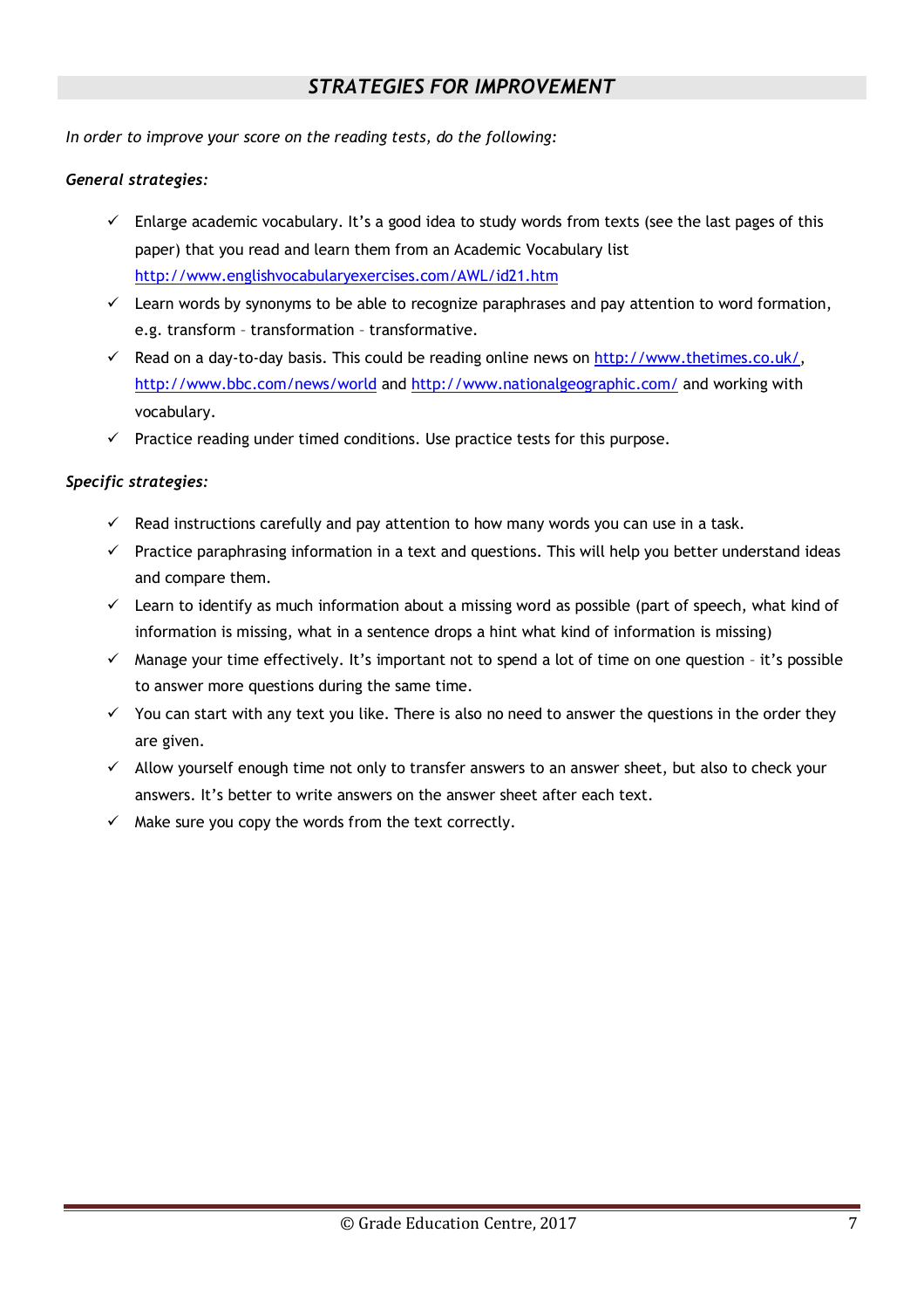## *STRATEGIES FOR IMPROVEMENT*

*In order to improve your score on the reading tests, do the following:*

***General strategies:***

- ✓ Enlarge academic vocabulary. It's a good idea to study words from texts (see the last pages of this paper) that you read and learn them from an Academic Vocabulary list http://www.englishvocabularyexercises.com/AWL/id21.htm
- ✓ Learn words by synonyms to be able to recognize paraphrases and pay attention to word formation, e.g. transform – transformation – transformative.
- ✓ Read on a day-to-day basis. This could be reading online news on http://www.thetimes.co.uk/, http://www.bbc.com/news/world and http://www.nationalgeographic.com/ and working with vocabulary.
- ✓ Practice reading under timed conditions. Use practice tests for this purpose.

***Specific strategies:***

- ✓ Read instructions carefully and pay attention to how many words you can use in a task.
- ✓ Practice paraphrasing information in a text and questions. This will help you better understand ideas and compare them.
- ✓ Learn to identify as much information about a missing word as possible (part of speech, what kind of information is missing, what in a sentence drops a hint what kind of information is missing)
- ✓ Manage your time effectively. It's important not to spend a lot of time on one question – it's possible to answer more questions during the same time.
- ✓ You can start with any text you like. There is also no need to answer the questions in the order they are given.
- ✓ Allow yourself enough time not only to transfer answers to an answer sheet, but also to check your answers. It's better to write answers on the answer sheet after each text.
- ✓ Make sure you copy the words from the text correctly.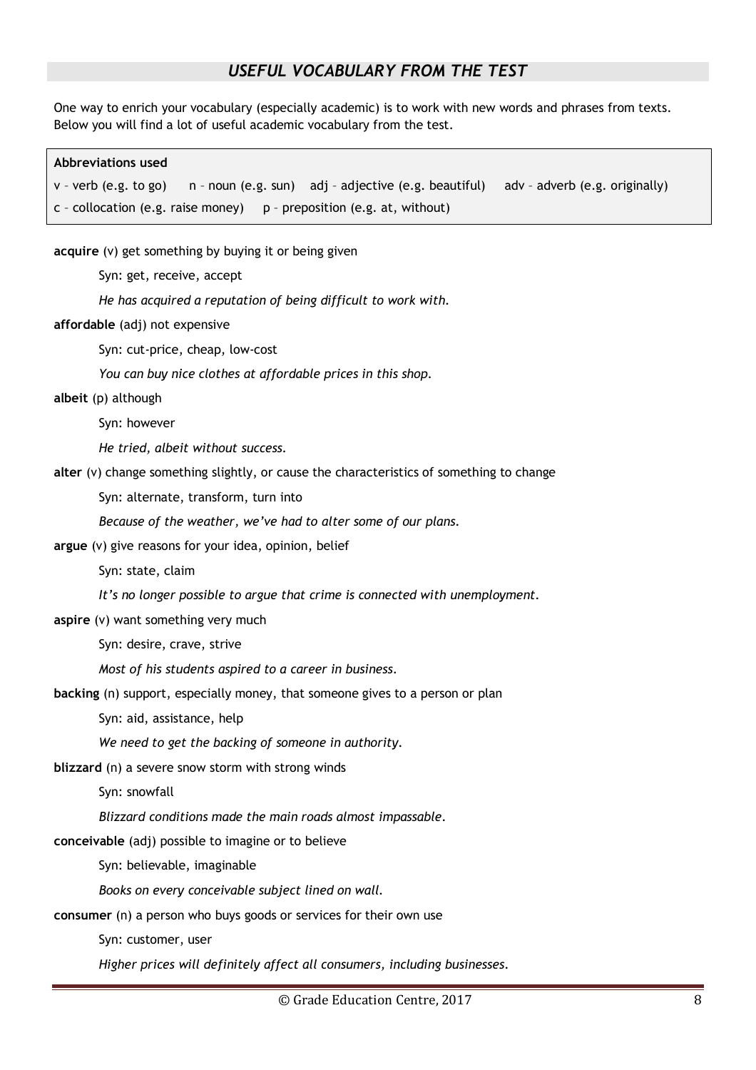## *USEFUL VOCABULARY FROM THE TEST*

One way to enrich your vocabulary (especially academic) is to work with new words and phrases from texts. Below you will find a lot of useful academic vocabulary from the test.

> **Abbreviations used**
>
> v – verb (e.g. to go)   n – noun (e.g. sun)   adj – adjective (e.g. beautiful)   adv – adverb (e.g. originally)
>
> c – collocation (e.g. raise money)   p – preposition (e.g. at, without)

**acquire** (v) get something by buying it or being given

Syn: get, receive, accept

*He has acquired a reputation of being difficult to work with.*

**affordable** (adj) not expensive

Syn: cut-price, cheap, low-cost

*You can buy nice clothes at affordable prices in this shop.*

**albeit** (p) although

Syn: however

*He tried, albeit without success.*

**alter** (v) change something slightly, or cause the characteristics of something to change

Syn: alternate, transform, turn into

*Because of the weather, we've had to alter some of our plans.*

**argue** (v) give reasons for your idea, opinion, belief

Syn: state, claim

*It's no longer possible to argue that crime is connected with unemployment.*

**aspire** (v) want something very much

Syn: desire, crave, strive

*Most of his students aspired to a career in business.*

**backing** (n) support, especially money, that someone gives to a person or plan

Syn: aid, assistance, help

*We need to get the backing of someone in authority.*

**blizzard** (n) a severe snow storm with strong winds

Syn: snowfall

*Blizzard conditions made the main roads almost impassable.*

**conceivable** (adj) possible to imagine or to believe

Syn: believable, imaginable

*Books on every conceivable subject lined on wall.*

**consumer** (n) a person who buys goods or services for their own use

Syn: customer, user

*Higher prices will definitely affect all consumers, including businesses.*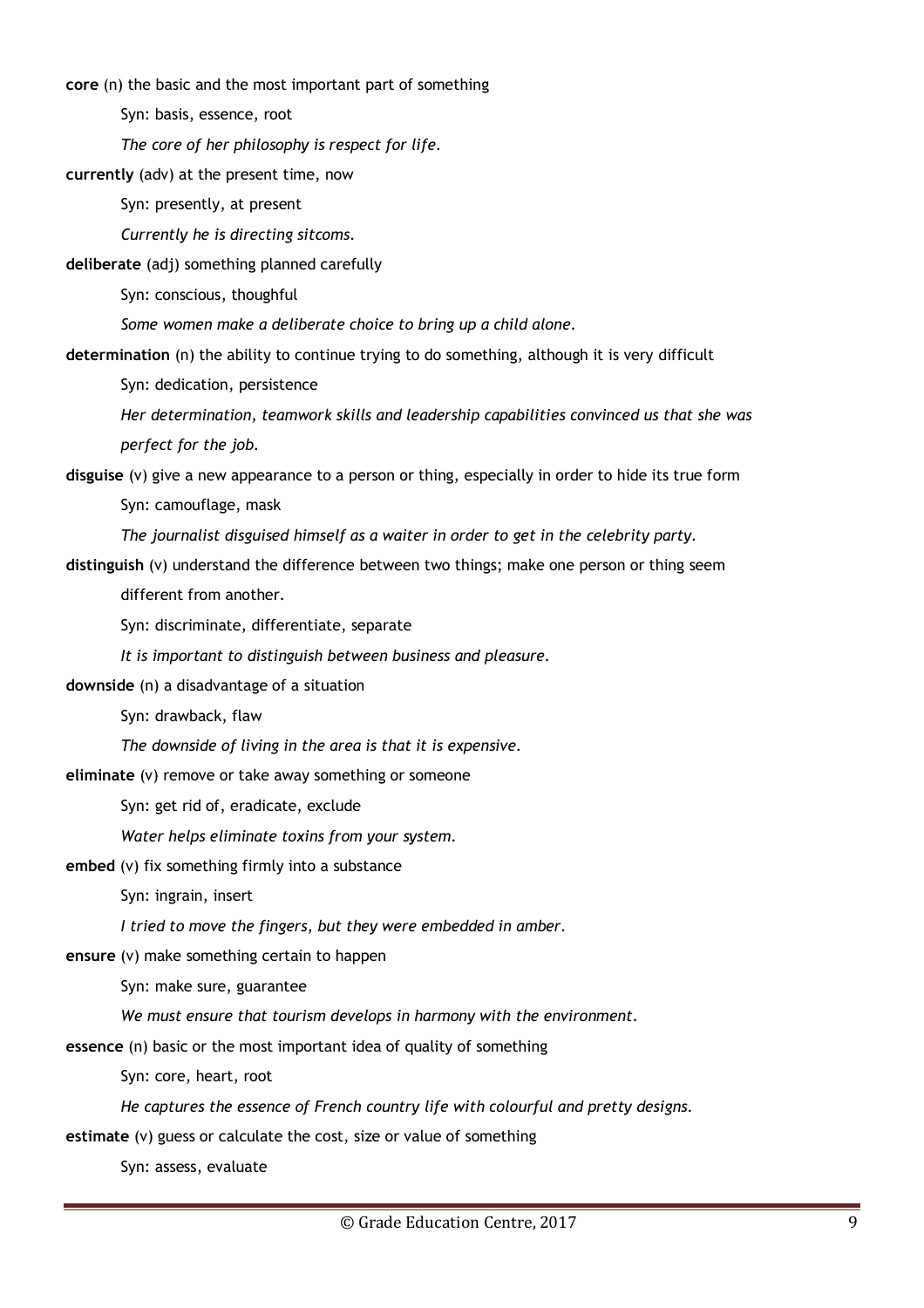**core** (n) the basic and the most important part of something

Syn: basis, essence, root

*The core of her philosophy is respect for life.*

**currently** (adv) at the present time, now

Syn: presently, at present

*Currently he is directing sitcoms.*

**deliberate** (adj) something planned carefully

Syn: conscious, thoughtful

*Some women make a deliberate choice to bring up a child alone.*

**determination** (n) the ability to continue trying to do something, although it is very difficult

Syn: dedication, persistence

*Her determination, teamwork skills and leadership capabilities convinced us that she was perfect for the job.*

**disguise** (v) give a new appearance to a person or thing, especially in order to hide its true form

Syn: camouflage, mask

*The journalist disguised himself as a waiter in order to get in the celebrity party.*

**distinguish** (v) understand the difference between two things; make one person or thing seem different from another.

Syn: discriminate, differentiate, separate

*It is important to distinguish between business and pleasure.*

**downside** (n) a disadvantage of a situation

Syn: drawback, flaw

*The downside of living in the area is that it is expensive.*

**eliminate** (v) remove or take away something or someone

Syn: get rid of, eradicate, exclude

*Water helps eliminate toxins from your system.*

**embed** (v) fix something firmly into a substance

Syn: ingrain, insert

*I tried to move the fingers, but they were embedded in amber.*

**ensure** (v) make something certain to happen

Syn: make sure, guarantee

*We must ensure that tourism develops in harmony with the environment.*

**essence** (n) basic or the most important idea of quality of something

Syn: core, heart, root

*He captures the essence of French country life with colourful and pretty designs.*

**estimate** (v) guess or calculate the cost, size or value of something

Syn: assess, evaluate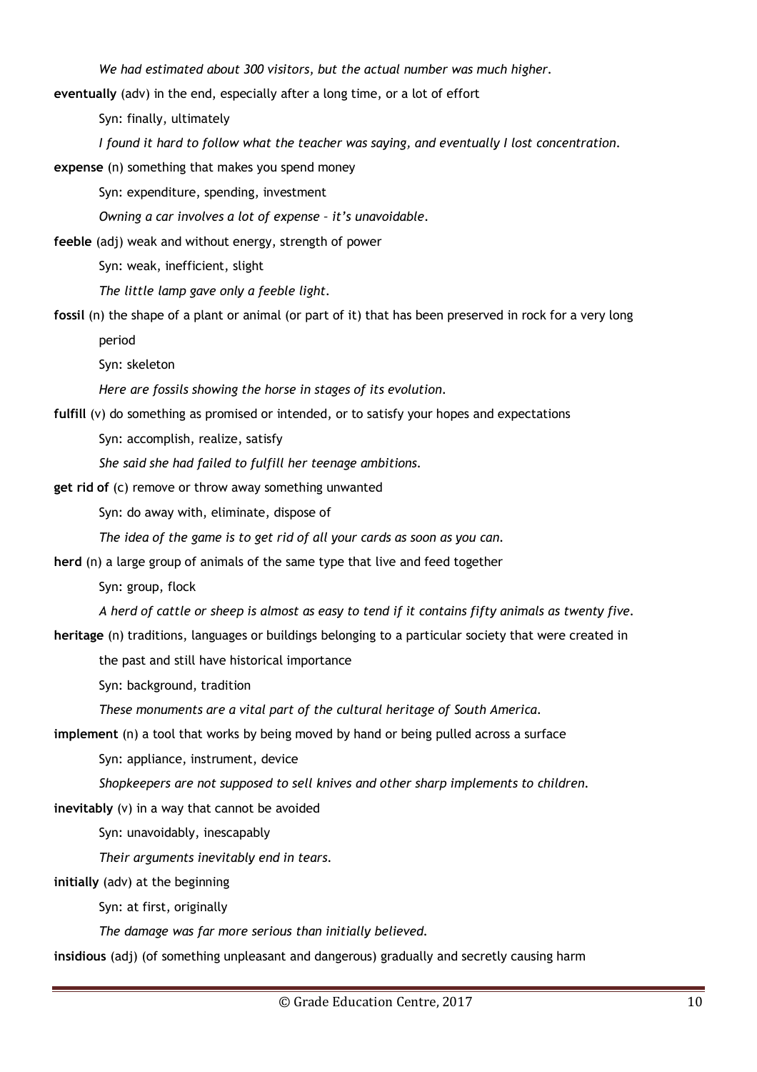*We had estimated about 300 visitors, but the actual number was much higher.*

**eventually** (adv) in the end, especially after a long time, or a lot of effort

Syn: finally, ultimately

*I found it hard to follow what the teacher was saying, and eventually I lost concentration.*

**expense** (n) something that makes you spend money

Syn: expenditure, spending, investment

*Owning a car involves a lot of expense – it's unavoidable.*

**feeble** (adj) weak and without energy, strength of power

Syn: weak, inefficient, slight

*The little lamp gave only a feeble light.*

**fossil** (n) the shape of a plant or animal (or part of it) that has been preserved in rock for a very long period

Syn: skeleton

*Here are fossils showing the horse in stages of its evolution.*

**fulfill** (v) do something as promised or intended, or to satisfy your hopes and expectations

Syn: accomplish, realize, satisfy

*She said she had failed to fulfill her teenage ambitions.*

**get rid of** (c) remove or throw away something unwanted

Syn: do away with, eliminate, dispose of

*The idea of the game is to get rid of all your cards as soon as you can.*

**herd** (n) a large group of animals of the same type that live and feed together

Syn: group, flock

*A herd of cattle or sheep is almost as easy to tend if it contains fifty animals as twenty five.*

**heritage** (n) traditions, languages or buildings belonging to a particular society that were created in the past and still have historical importance

Syn: background, tradition

*These monuments are a vital part of the cultural heritage of South America.*

**implement** (n) a tool that works by being moved by hand or being pulled across a surface

Syn: appliance, instrument, device

*Shopkeepers are not supposed to sell knives and other sharp implements to children.*

**inevitably** (v) in a way that cannot be avoided

Syn: unavoidably, inescapably

*Their arguments inevitably end in tears.*

**initially** (adv) at the beginning

Syn: at first, originally

*The damage was far more serious than initially believed.*

**insidious** (adj) (of something unpleasant and dangerous) gradually and secretly causing harm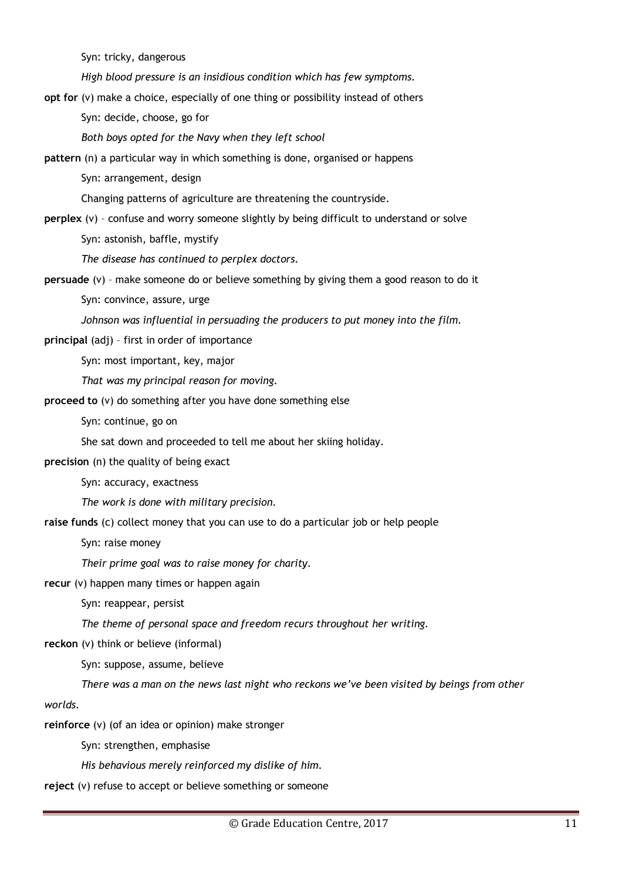Syn: tricky, dangerous

*High blood pressure is an insidious condition which has few symptoms.*

**opt for** (v) make a choice, especially of one thing or possibility instead of others

Syn: decide, choose, go for

*Both boys opted for the Navy when they left school*

**pattern** (n) a particular way in which something is done, organised or happens

Syn: arrangement, design

Changing patterns of agriculture are threatening the countryside.

**perplex** (v) – confuse and worry someone slightly by being difficult to understand or solve

Syn: astonish, baffle, mystify

*The disease has continued to perplex doctors.*

**persuade** (v) – make someone do or believe something by giving them a good reason to do it

Syn: convince, assure, urge

*Johnson was influential in persuading the producers to put money into the film.*

**principal** (adj) – first in order of importance

Syn: most important, key, major

*That was my principal reason for moving.*

**proceed to** (v) do something after you have done something else

Syn: continue, go on

She sat down and proceeded to tell me about her skiing holiday.

**precision** (n) the quality of being exact

Syn: accuracy, exactness

*The work is done with military precision.*

**raise funds** (c) collect money that you can use to do a particular job or help people

Syn: raise money

*Their prime goal was to raise money for charity.*

**recur** (v) happen many times or happen again

Syn: reappear, persist

*The theme of personal space and freedom recurs throughout her writing.*

**reckon** (v) think or believe (informal)

Syn: suppose, assume, believe

*There was a man on the news last night who reckons we've been visited by beings from other worlds.*

**reinforce** (v) (of an idea or opinion) make stronger

Syn: strengthen, emphasise

*His behavious merely reinforced my dislike of him.*

**reject** (v) refuse to accept or believe something or someone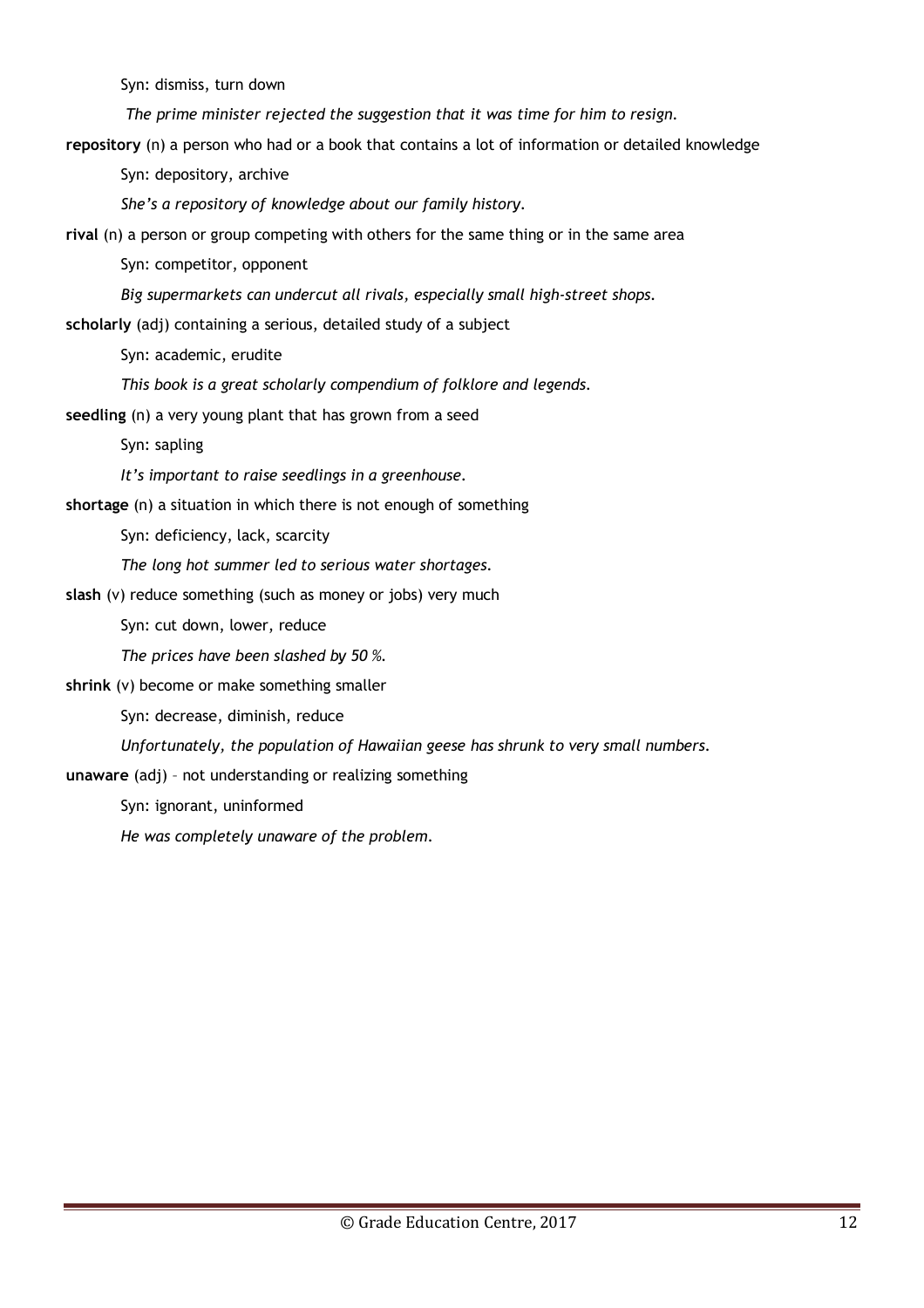Syn: dismiss, turn down

*The prime minister rejected the suggestion that it was time for him to resign.*

**repository** (n) a person who had or a book that contains a lot of information or detailed knowledge

Syn: depository, archive

*She's a repository of knowledge about our family history.*

**rival** (n) a person or group competing with others for the same thing or in the same area

Syn: competitor, opponent

*Big supermarkets can undercut all rivals, especially small high-street shops.*

**scholarly** (adj) containing a serious, detailed study of a subject

Syn: academic, erudite

*This book is a great scholarly compendium of folklore and legends.*

**seedling** (n) a very young plant that has grown from a seed

Syn: sapling

*It's important to raise seedlings in a greenhouse.*

**shortage** (n) a situation in which there is not enough of something

Syn: deficiency, lack, scarcity

*The long hot summer led to serious water shortages.*

**slash** (v) reduce something (such as money or jobs) very much

Syn: cut down, lower, reduce

*The prices have been slashed by 50 %.*

**shrink** (v) become or make something smaller

Syn: decrease, diminish, reduce

*Unfortunately, the population of Hawaiian geese has shrunk to very small numbers.*

**unaware** (adj) – not understanding or realizing something

Syn: ignorant, uninformed

*He was completely unaware of the problem.*

© Grade Education Centre, 2017